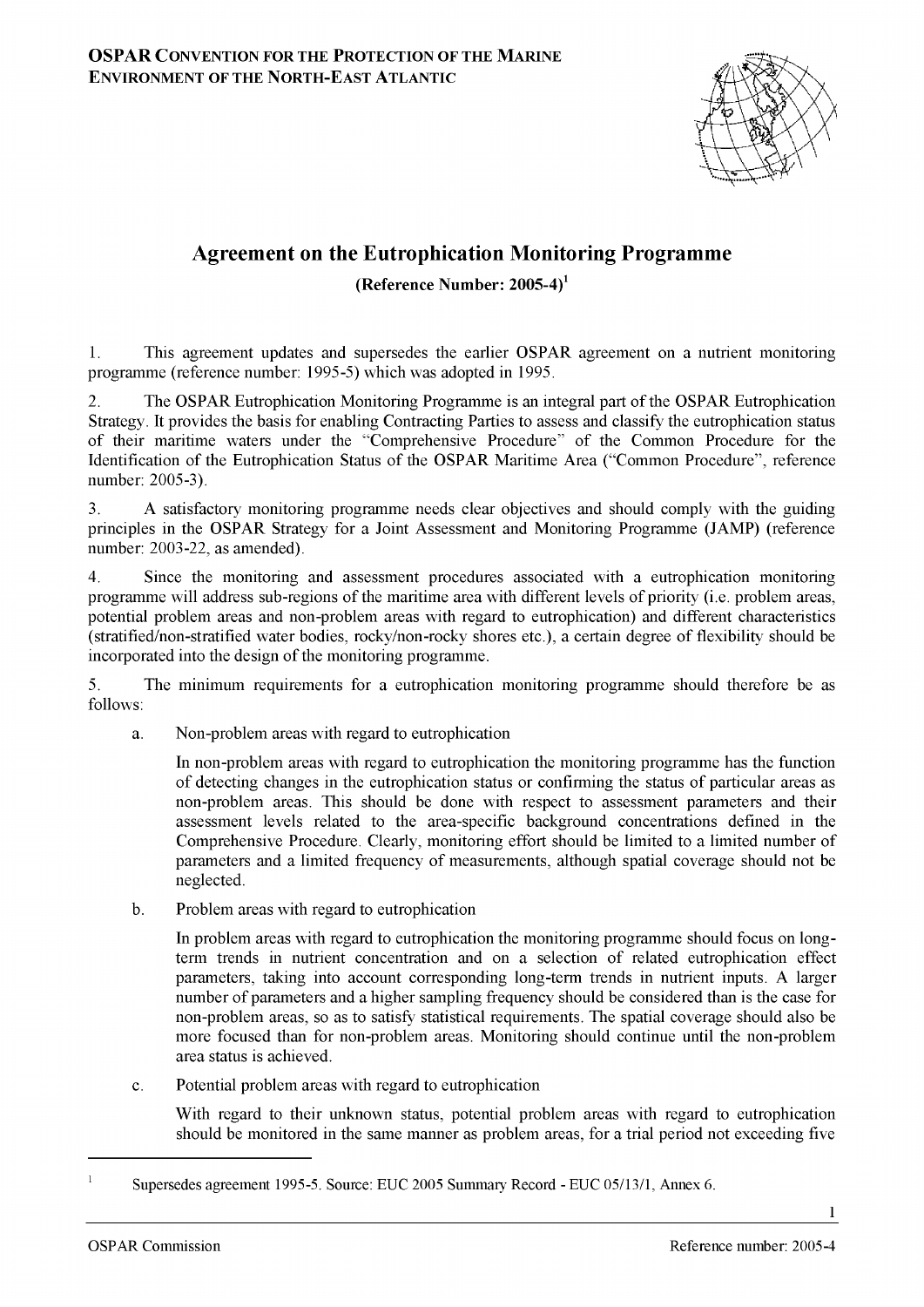**OSPAR CONVENTION FOR THE PROTECTION OF THE MARINE ENVIRONMENT OF THE NORTH-EAST ATLANTIC**

# Agreement on the Eutrophication Monitoring Programme

**(Reference Number: 2005-4)[1]**

1. This agreement updates and supersedes the earlier OSPAR agreement on a nutrient monitoring programme (reference number: 1995-5) which was adopted in 1995.

2. The OSPAR Eutrophication Monitoring Programme is an integral part of the OSPAR Eutrophication Strategy. It provides the basis for enabling Contracting Parties to assess and classify the eutrophication status of their maritime waters under the "Comprehensive Procedure" of the Common Procedure for the Identification of the Eutrophication Status of the OSPAR Maritime Area ("Common Procedure", reference number: 2005-3).

3. A satisfactory monitoring programme needs clear objectives and should comply with the guiding principles in the OSPAR Strategy for a Joint Assessment and Monitoring Programme (JAMP) (reference number: 2003-22, as amended).

4. Since the monitoring and assessment procedures associated with a eutrophication monitoring programme will address sub-regions of the maritime area with different levels of priority (i.e. problem areas, potential problem areas and non-problem areas with regard to eutrophication) and different characteristics (stratified/non-stratified water bodies, rocky/non-rocky shores etc.), a certain degree of flexibility should be incorporated into the design of the monitoring programme.

5. The minimum requirements for a eutrophication monitoring programme should therefore be as follows:

   a. Non-problem areas with regard to eutrophication

      In non-problem areas with regard to eutrophication the monitoring programme has the function of detecting changes in the eutrophication status or confirming the status of particular areas as non-problem areas. This should be done with respect to assessment parameters and their assessment levels related to the area-specific background concentrations defined in the Comprehensive Procedure. Clearly, monitoring effort should be limited to a limited number of parameters and a limited frequency of measurements, although spatial coverage should not be neglected.

   b. Problem areas with regard to eutrophication

      In problem areas with regard to eutrophication the monitoring programme should focus on long-term trends in nutrient concentration and on a selection of related eutrophication effect parameters, taking into account corresponding long-term trends in nutrient inputs. A larger number of parameters and a higher sampling frequency should be considered than is the case for non-problem areas, so as to satisfy statistical requirements. The spatial coverage should also be more focused than for non-problem areas. Monitoring should continue until the non-problem area status is achieved.

   c. Potential problem areas with regard to eutrophication

      With regard to their unknown status, potential problem areas with regard to eutrophication should be monitored in the same manner as problem areas, for a trial period not exceeding five

---

[1] Supersedes agreement 1995-5. Source: EUC 2005 Summary Record - EUC 05/13/1, Annex 6.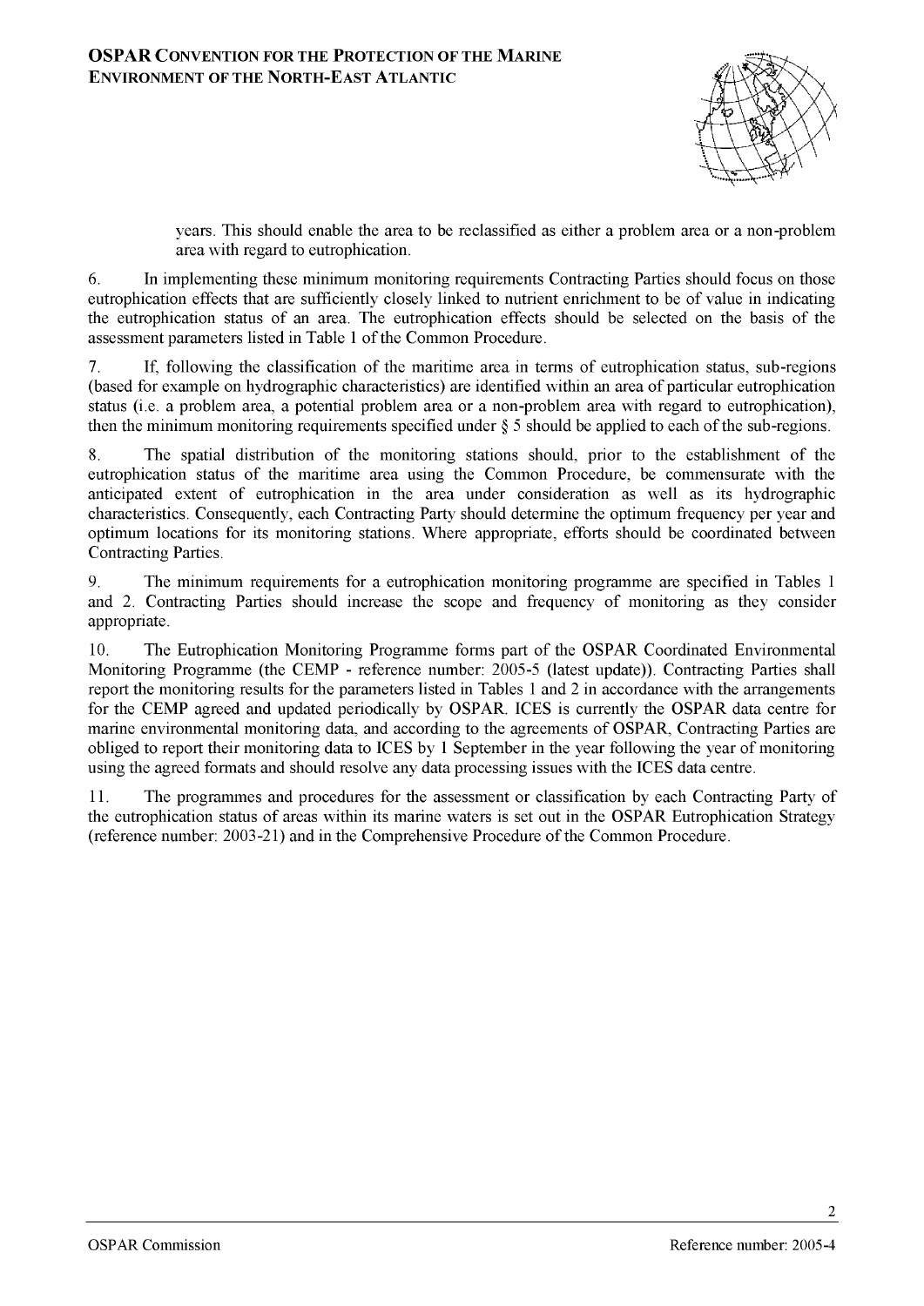years. This should enable the area to be reclassified as either a problem area or a non-problem area with regard to eutrophication.

6. In implementing these minimum monitoring requirements Contracting Parties should focus on those eutrophication effects that are sufficiently closely linked to nutrient enrichment to be of value in indicating the eutrophication status of an area. The eutrophication effects should be selected on the basis of the assessment parameters listed in Table 1 of the Common Procedure.

7. If, following the classification of the maritime area in terms of eutrophication status, sub-regions (based for example on hydrographic characteristics) are identified within an area of particular eutrophication status (i.e. a problem area, a potential problem area or a non-problem area with regard to eutrophication), then the minimum monitoring requirements specified under § 5 should be applied to each of the sub-regions.

8. The spatial distribution of the monitoring stations should, prior to the establishment of the eutrophication status of the maritime area using the Common Procedure, be commensurate with the anticipated extent of eutrophication in the area under consideration as well as its hydrographic characteristics. Consequently, each Contracting Party should determine the optimum frequency per year and optimum locations for its monitoring stations. Where appropriate, efforts should be coordinated between Contracting Parties.

9. The minimum requirements for a eutrophication monitoring programme are specified in Tables 1 and 2. Contracting Parties should increase the scope and frequency of monitoring as they consider appropriate.

10. The Eutrophication Monitoring Programme forms part of the OSPAR Coordinated Environmental Monitoring Programme (the CEMP - reference number: 2005-5 (latest update)). Contracting Parties shall report the monitoring results for the parameters listed in Tables 1 and 2 in accordance with the arrangements for the CEMP agreed and updated periodically by OSPAR. ICES is currently the OSPAR data centre for marine environmental monitoring data, and according to the agreements of OSPAR, Contracting Parties are obliged to report their monitoring data to ICES by 1 September in the year following the year of monitoring using the agreed formats and should resolve any data processing issues with the ICES data centre.

11. The programmes and procedures for the assessment or classification by each Contracting Party of the eutrophication status of areas within its marine waters is set out in the OSPAR Eutrophication Strategy (reference number: 2003-21) and in the Comprehensive Procedure of the Common Procedure.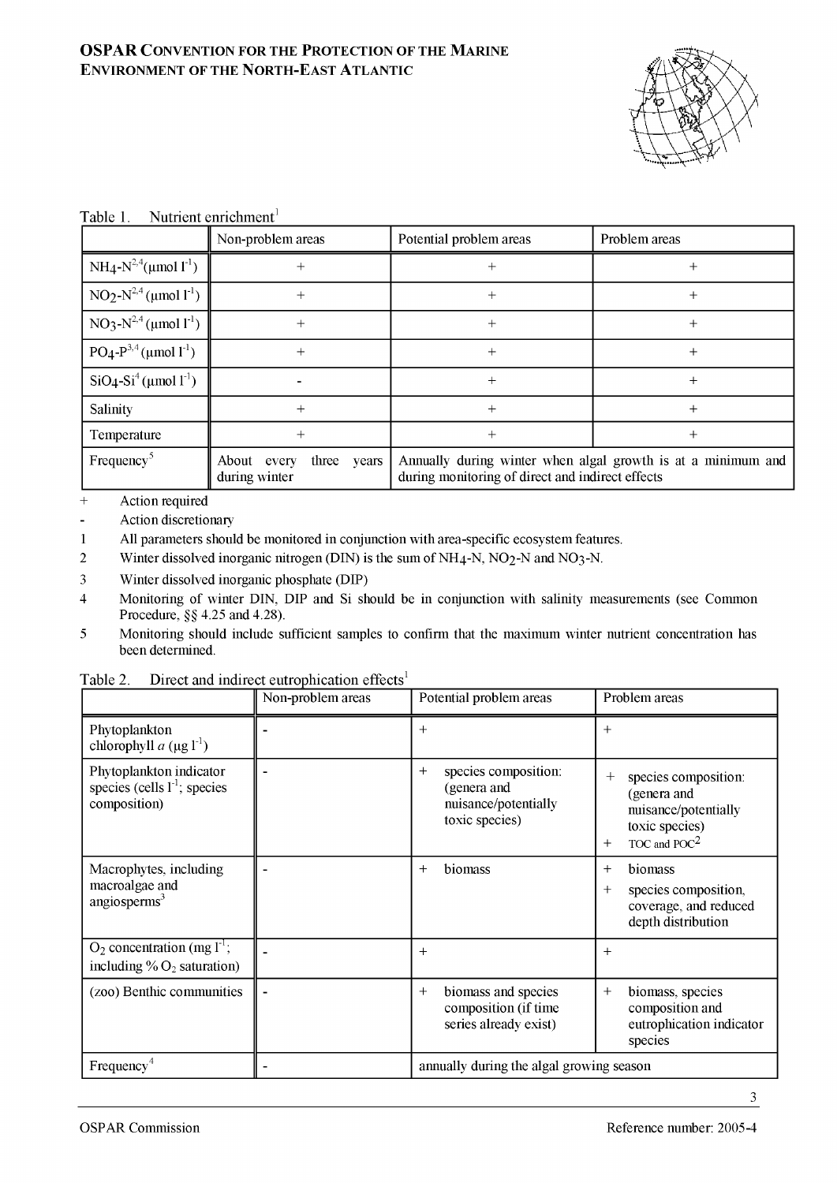Table 1. Nutrient enrichment[1]

| | Non-problem areas | Potential problem areas | Problem areas |
|---|---|---|---|
| $NH_4$-N[2,4] (µmol $l^{-1}$) | + | + | + |
| $NO_2$-N[2,4] (µmol $l^{-1}$) | + | + | + |
| $NO_3$-N[2,4] (µmol $l^{-1}$) | + | + | + |
| $PO_4$-P[3,4] (µmol $l^{-1}$) | + | + | + |
| $SiO_4$-Si[4] (µmol $l^{-1}$) | - | + | + |
| Salinity | + | + | + |
| Temperature | + | + | + |
| Frequency[5] | About every three years during winter | Annually during winter when algal growth is at a minimum and during monitoring of direct and indirect effects | |

\+ Action required

\- Action discretionary

1 All parameters should be monitored in conjunction with area-specific ecosystem features.

2 Winter dissolved inorganic nitrogen (DIN) is the sum of $NH_4$-N, $NO_2$-N and $NO_3$-N.

3 Winter dissolved inorganic phosphate (DIP)

4 Monitoring of winter DIN, DIP and Si should be in conjunction with salinity measurements (see Common Procedure, §§ 4.25 and 4.28).

5 Monitoring should include sufficient samples to confirm that the maximum winter nutrient concentration has been determined.

Table 2. Direct and indirect eutrophication effects[1]

| | Non-problem areas | Potential problem areas | Problem areas |
|---|---|---|---|
| Phytoplankton chlorophyll *a* (µg $l^{-1}$) | - | + | + |
| Phytoplankton indicator species (cells $l^{-1}$; species composition) | - | + species composition: (genera and nuisance/potentially toxic species) | + species composition: (genera and nuisance/potentially toxic species)<br>+ TOC and POC[2] |
| Macrophytes, including macroalgae and angiosperms[3] | - | + biomass | + biomass<br>+ species composition, coverage, and reduced depth distribution |
| $O_2$ concentration (mg $l^{-1}$; including % $O_2$ saturation) | - | + | + |
| (zoo) Benthic communities | - | + biomass and species composition (if time series already exist) | + biomass, species composition and eutrophication indicator species |
| Frequency[4] | - | annually during the algal growing season | |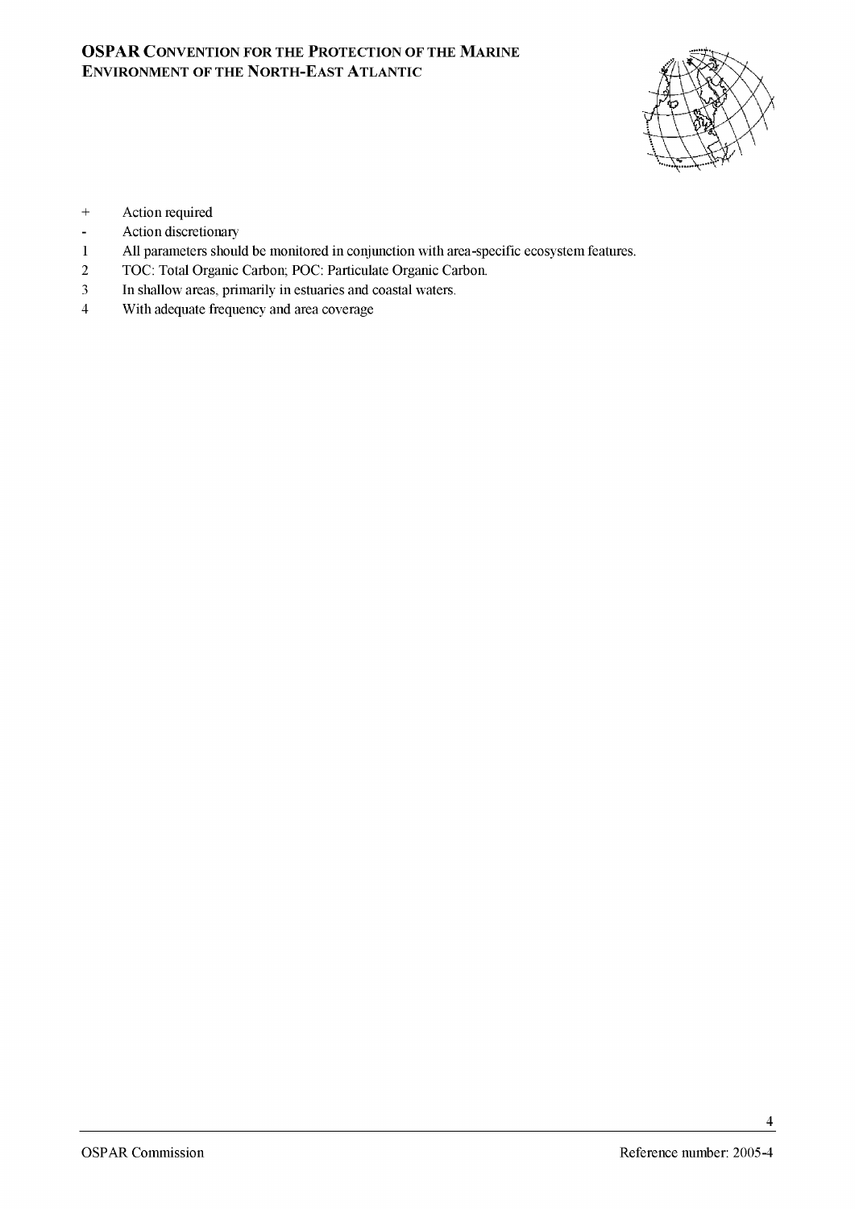+ Action required
- Action discretionary
1 All parameters should be monitored in conjunction with area-specific ecosystem features.
2 TOC: Total Organic Carbon; POC: Particulate Organic Carbon.
3 In shallow areas, primarily in estuaries and coastal waters.
4 With adequate frequency and area coverage